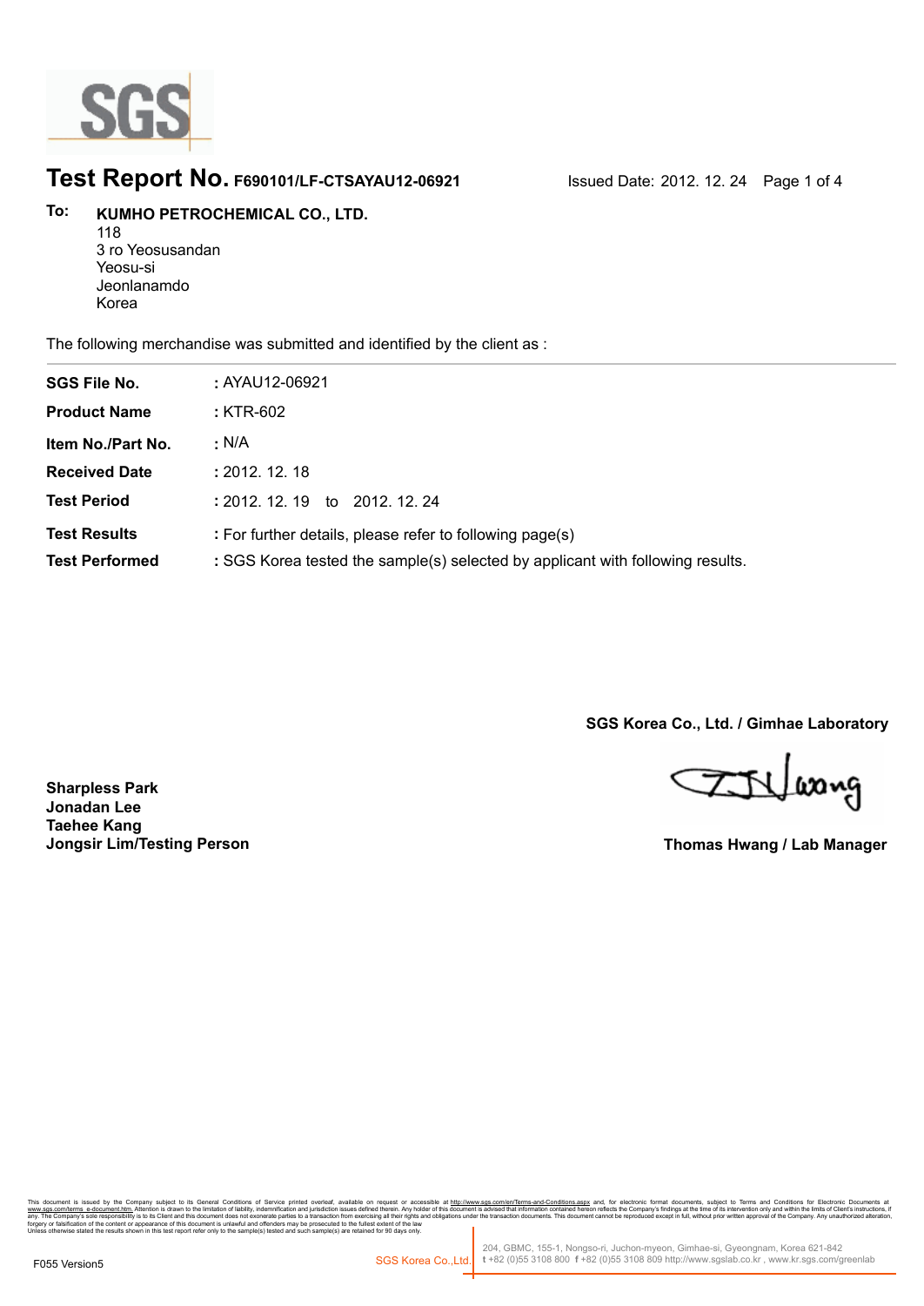# Test Report No. F690101/LF-CTSAYAU12-06921

Issued Date: 2012. 12. 24

**To:** **KUMHO PETROCHEMICAL CO., LTD.**
118
3 ro Yeosusandan
Yeosu-si
Jeonlanamdo
Korea

The following merchandise was submitted and identified by the client as :

| | |
|---|---|
| **SGS File No.** | **:** AYAU12-06921 |
| **Product Name** | **:** KTR-602 |
| **Item No./Part No.** | **:** N/A |
| **Received Date** | **:** 2012. 12. 18 |
| **Test Period** | **:** 2012. 12. 19 to 2012. 12. 24 |
| **Test Results** | **:** For further details, please refer to following page(s) |
| **Test Performed** | **:** SGS Korea tested the sample(s) selected by applicant with following results. |

**SGS Korea Co., Ltd. / Gimhae Laboratory**

**Sharpless Park**
**Jonadan Lee**
**Taehee Kang**
**Jongsir Lim/Testing Person**

**Thomas Hwang / Lab Manager**

This document is issued by the Company subject to its General Conditions of Service printed overleaf, available on request or accessible at http://www.sgs.com/en/Terms-and-Conditions.aspx and, for electronic format documents, subject to Terms and Conditions for Electronic Documents at www.sgs.com/terms_e-document.htm. Attention is drawn to the limitation of liability, indemnification and jurisdiction issues defined therein. Any holder of this document is advised that information contained hereon reflects the Company's findings at the time of its intervention only and within the limits of Client's instructions, if any. The Company's sole responsibility is to its Client and this document does not exonerate parties to a transaction from exercising all their rights and obligations under the transaction documents. This document cannot be reproduced except in full, without prior written approval of the Company. Any unauthorized alteration, forgery or falsification of the content or appearance of this document is unlawful and offenders may be prosecuted to the fullest extent of the law
Unless otherwise stated the results shown in this test report refer only to the sample(s) tested and such sample(s) are retained for 90 days only.

F055 Version5

SGS Korea Co.,Ltd. | 204, GBMC, 155-1, Nongso-ri, Juchon-myeon, Gimhae-si, Gyeongnam, Korea 621-842
t +82 (0)55 3108 800 f +82 (0)55 3108 809 http://www.sgslab.co.kr , www.kr.sgs.com/greenlab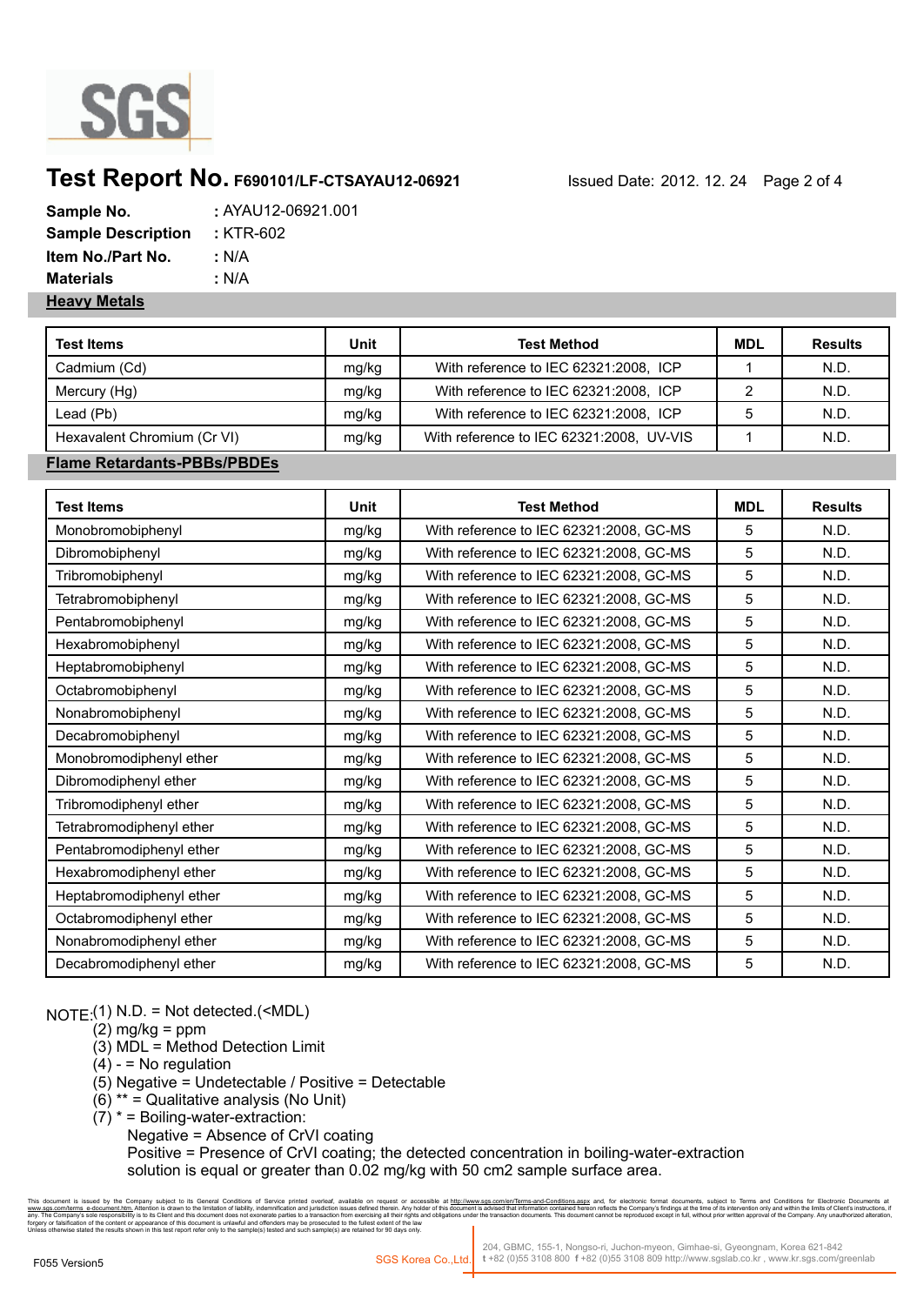# Test Report No. F690101/LF-CTSAYAU12-06921

Issued Date: 2012. 12. 24

**Sample No.** : AYAU12-06921.001
**Sample Description** : KTR-602
**Item No./Part No.** : N/A
**Materials** : N/A

## Heavy Metals

| Test Items | Unit | Test Method | MDL | Results |
|---|---|---|---|---|
| Cadmium (Cd) | mg/kg | With reference to IEC 62321:2008, ICP | 1 | N.D. |
| Mercury (Hg) | mg/kg | With reference to IEC 62321:2008, ICP | 2 | N.D. |
| Lead (Pb) | mg/kg | With reference to IEC 62321:2008, ICP | 5 | N.D. |
| Hexavalent Chromium (Cr VI) | mg/kg | With reference to IEC 62321:2008, UV-VIS | 1 | N.D. |

## Flame Retardants-PBBs/PBDEs

| Test Items | Unit | Test Method | MDL | Results |
|---|---|---|---|---|
| Monobromobiphenyl | mg/kg | With reference to IEC 62321:2008, GC-MS | 5 | N.D. |
| Dibromobiphenyl | mg/kg | With reference to IEC 62321:2008, GC-MS | 5 | N.D. |
| Tribromobiphenyl | mg/kg | With reference to IEC 62321:2008, GC-MS | 5 | N.D. |
| Tetrabromobiphenyl | mg/kg | With reference to IEC 62321:2008, GC-MS | 5 | N.D. |
| Pentabromobiphenyl | mg/kg | With reference to IEC 62321:2008, GC-MS | 5 | N.D. |
| Hexabromobiphenyl | mg/kg | With reference to IEC 62321:2008, GC-MS | 5 | N.D. |
| Heptabromobiphenyl | mg/kg | With reference to IEC 62321:2008, GC-MS | 5 | N.D. |
| Octabromobiphenyl | mg/kg | With reference to IEC 62321:2008, GC-MS | 5 | N.D. |
| Nonabromobiphenyl | mg/kg | With reference to IEC 62321:2008, GC-MS | 5 | N.D. |
| Decabromobiphenyl | mg/kg | With reference to IEC 62321:2008, GC-MS | 5 | N.D. |
| Monobromodiphenyl ether | mg/kg | With reference to IEC 62321:2008, GC-MS | 5 | N.D. |
| Dibromodiphenyl ether | mg/kg | With reference to IEC 62321:2008, GC-MS | 5 | N.D. |
| Tribromodiphenyl ether | mg/kg | With reference to IEC 62321:2008, GC-MS | 5 | N.D. |
| Tetrabromodiphenyl ether | mg/kg | With reference to IEC 62321:2008, GC-MS | 5 | N.D. |
| Pentabromodiphenyl ether | mg/kg | With reference to IEC 62321:2008, GC-MS | 5 | N.D. |
| Hexabromodiphenyl ether | mg/kg | With reference to IEC 62321:2008, GC-MS | 5 | N.D. |
| Heptabromodiphenyl ether | mg/kg | With reference to IEC 62321:2008, GC-MS | 5 | N.D. |
| Octabromodiphenyl ether | mg/kg | With reference to IEC 62321:2008, GC-MS | 5 | N.D. |
| Nonabromodiphenyl ether | mg/kg | With reference to IEC 62321:2008, GC-MS | 5 | N.D. |
| Decabromodiphenyl ether | mg/kg | With reference to IEC 62321:2008, GC-MS | 5 | N.D. |

NOTE:
(1) N.D. = Not detected.(<MDL)
(2) mg/kg = ppm
(3) MDL = Method Detection Limit
(4) - = No regulation
(5) Negative = Undetectable / Positive = Detectable
(6) ** = Qualitative analysis (No Unit)
(7) * = Boiling-water-extraction:
Negative = Absence of CrVI coating
Positive = Presence of CrVI coating; the detected concentration in boiling-water-extraction solution is equal or greater than 0.02 mg/kg with 50 cm2 sample surface area.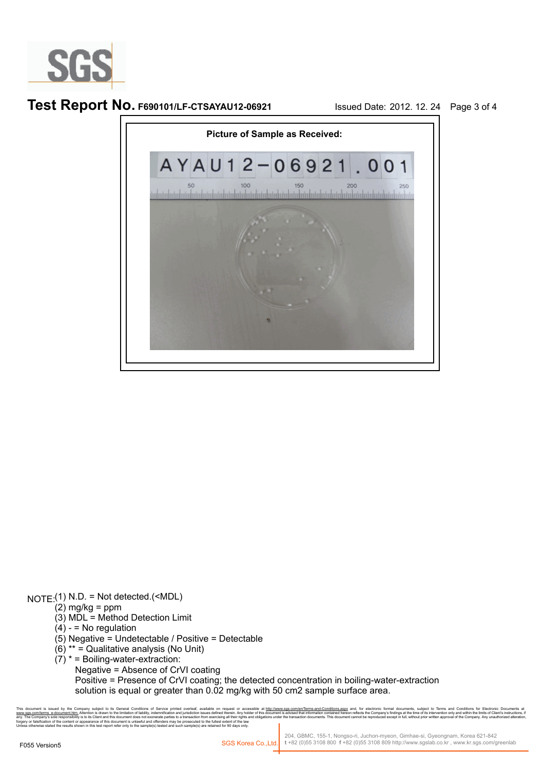# Test Report No. F690101/LF-CTSAYAU12-06921

Issued Date: 2012. 12. 24

**Picture of Sample as Received:**

AYAU12-06921.001

NOTE:
(1) N.D. = Not detected.(<MDL)
(2) mg/kg = ppm
(3) MDL = Method Detection Limit
(4) - = No regulation
(5) Negative = Undetectable / Positive = Detectable
(6) ** = Qualitative analysis (No Unit)
(7) * = Boiling-water-extraction:
Negative = Absence of CrVI coating
Positive = Presence of CrVI coating; the detected concentration in boiling-water-extraction solution is equal or greater than 0.02 mg/kg with 50 cm2 sample surface area.

This document is issued by the Company subject to its General Conditions of Service printed overleaf, available on request or accessible at http://www.sgs.com/en/Terms-and-Conditions.aspx and, for electronic format documents, subject to Terms and Conditions for Electronic Documents at www.sgs.com/terms_e-document.htm. Attention is drawn to the limitation of liability, indemnification and jurisdiction issues defined therein. Any holder of this document is advised that information contained hereon reflects the Company's findings at the time of its intervention only and within the limits of Client's instructions, if any. The Company's sole responsibility is to its Client and this document does not exonerate parties to a transaction from exercising all their rights and obligations under the transaction documents. This document cannot be reproduced except in full, without prior written approval of the Company. Any unauthorized alteration, forgery or falsification of the content or appearance of this document is unlawful and offenders may be prosecuted to the fullest extent of the law.
Unless otherwise stated the results shown in this test report refer only to the sample(s) tested and such sample(s) are retained for 90 days only.

F055 Version5

SGS Korea Co.,Ltd. 204, GBMC, 155-1, Nongso-ri, Juchon-myeon, Gimhae-si, Gyeongnam, Korea 621-842
t +82 (0)55 3108 800 f +82 (0)55 3108 809 http://www.sgslab.co.kr , www.kr.sgs.com/greenlab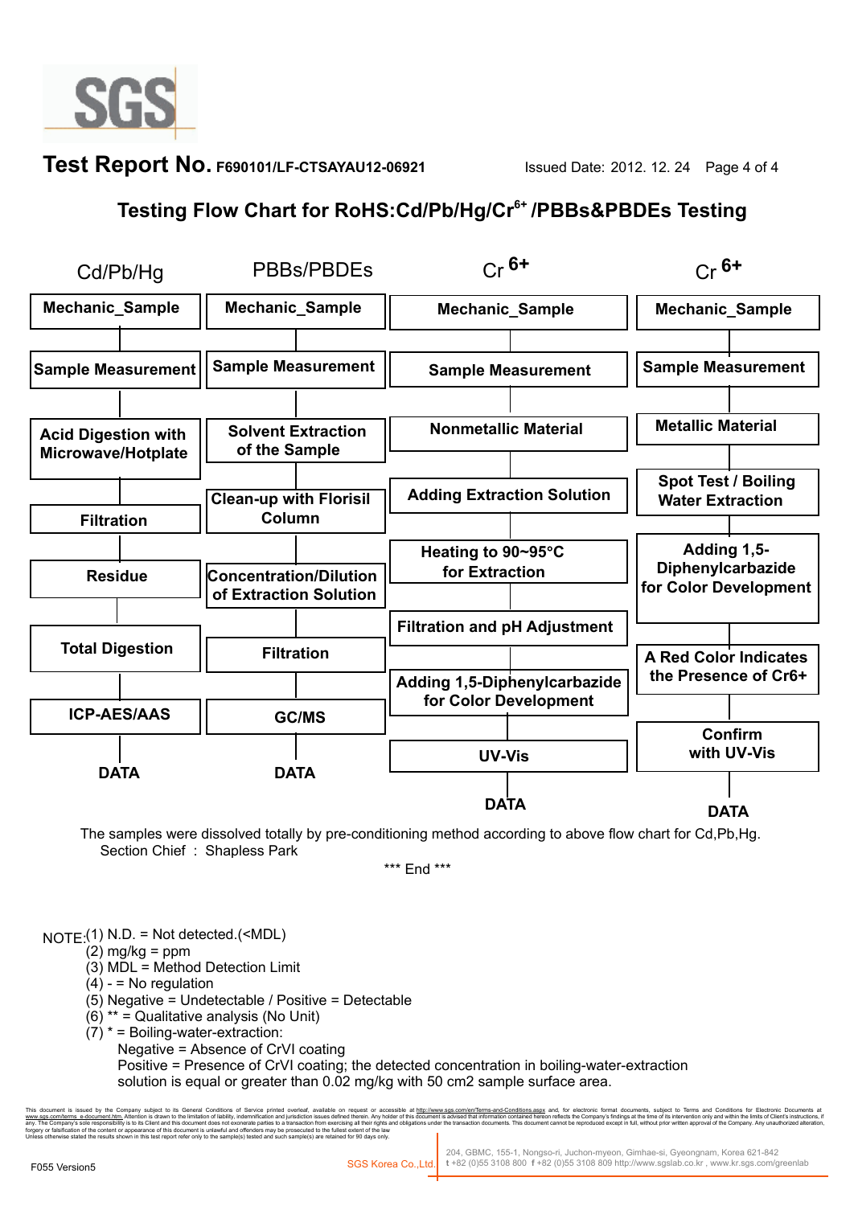**Test Report No.** F690101/LF-CTSAYAU12-06921 Issued Date: 2012. 12. 24

## Testing Flow Chart for RoHS:Cd/Pb/Hg/$Cr^{6+}$ /PBBs&PBDEs Testing

Cd/Pb/Hg

Mechanic_Sample

Sample Measurement

Acid Digestion with Microwave/Hotplate

Filtration

Residue

Total Digestion

ICP-AES/AAS

DATA

PBBs/PBDEs

Mechanic_Sample

Sample Measurement

Solvent Extraction of the Sample

Clean-up with Florisil Column

Concentration/Dilution of Extraction Solution

Filtration

GC/MS

DATA

$Cr^{6+}$

Mechanic_Sample

Sample Measurement

Nonmetallic Material

Adding Extraction Solution

Heating to 90~95°C for Extraction

Filtration and pH Adjustment

Adding 1,5-Diphenylcarbazide for Color Development

UV-Vis

DATA

$Cr^{6+}$

Mechanic_Sample

Sample Measurement

Metallic Material

Spot Test / Boiling Water Extraction

Adding 1,5-Diphenylcarbazide for Color Development

A Red Color Indicates the Presence of Cr6+

Confirm with UV-Vis

DATA

The samples were dissolved totally by pre-conditioning method according to above flow chart for Cd,Pb,Hg.

Section Chief : Shapless Park

*** End ***

NOTE:
(1) N.D. = Not detected.(<MDL)
(2) mg/kg = ppm
(3) MDL = Method Detection Limit
(4) - = No regulation
(5) Negative = Undetectable / Positive = Detectable
(6) ** = Qualitative analysis (No Unit)
(7) * = Boiling-water-extraction:
Negative = Absence of CrVI coating
Positive = Presence of CrVI coating; the detected concentration in boiling-water-extraction solution is equal or greater than 0.02 mg/kg with 50 cm2 sample surface area.